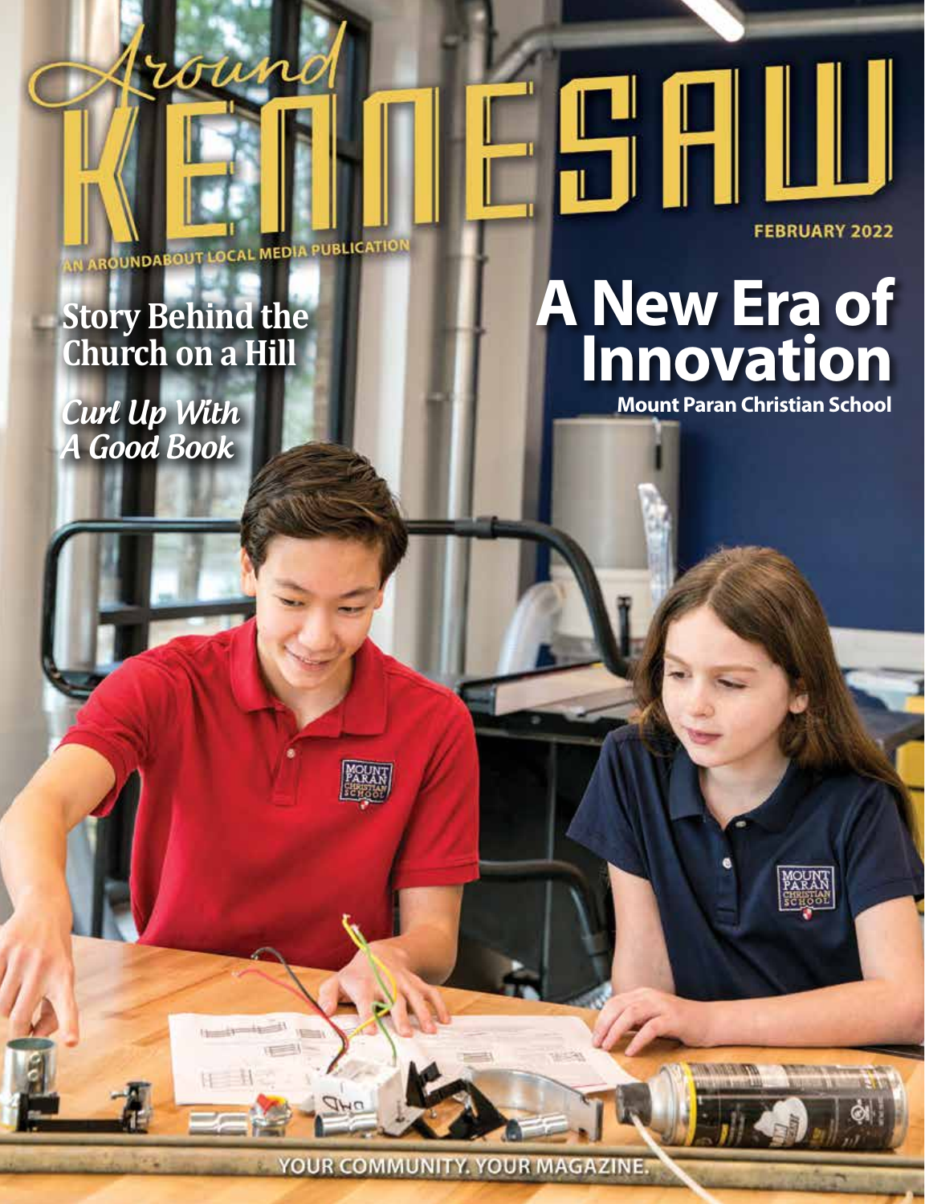# Around KENNESAW

AN AROUNDABOUT LOCAL MEDIA PUBLICATION

FEBRUARY 2022

## A New Era of Innovation

**Mount Paran Christian School**

**Story Behind the Church on a Hill**

*Curl Up With A Good Book*

YOUR COMMUNITY. YOUR MAGAZINE.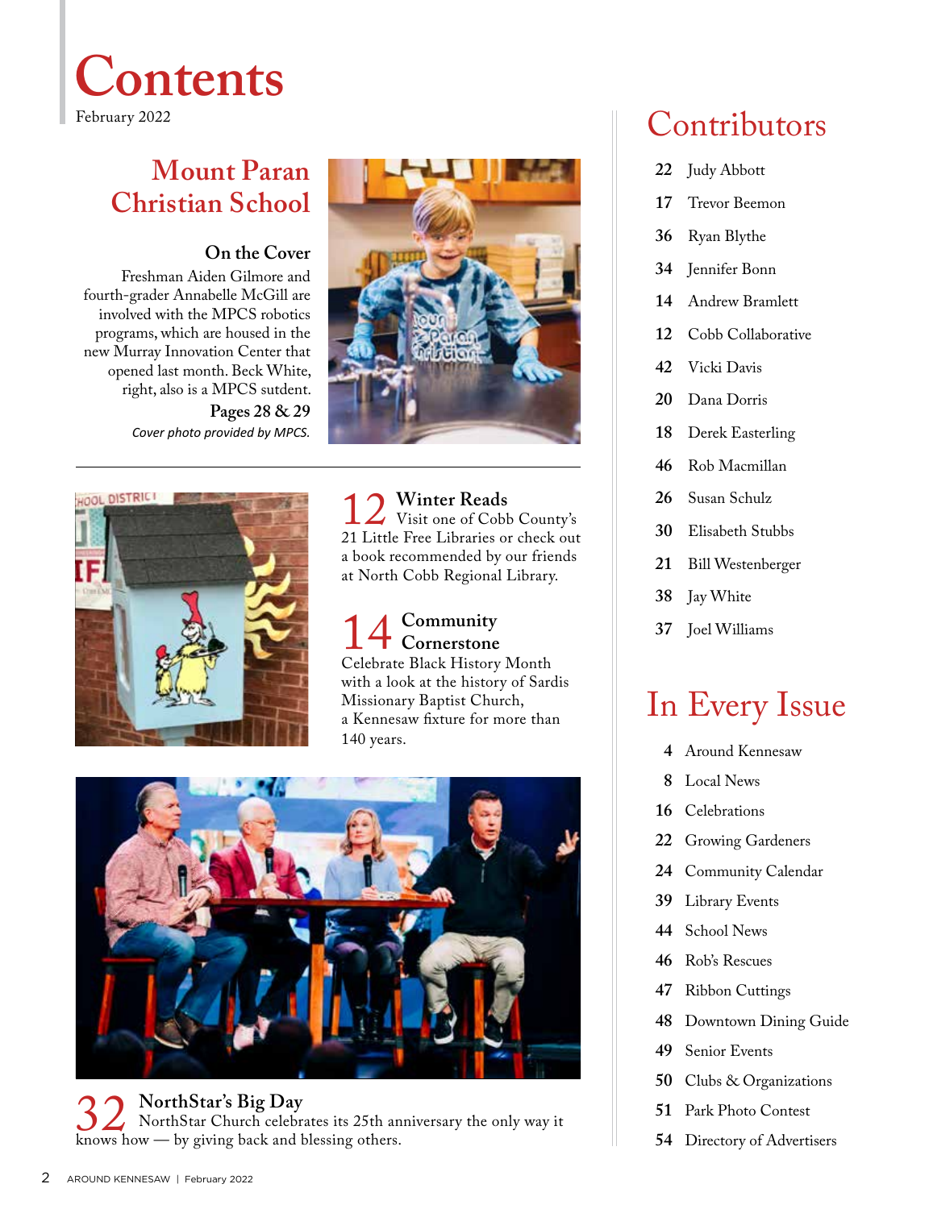# Contents

February 2022

## Mount Paran Christian School

### On the Cover

Freshman Aiden Gilmore and fourth-grader Annabelle McGill are involved with the MPCS robotics programs, which are housed in the new Murray Innovation Center that opened last month. Beck White, right, also is a MPCS sutdent.

**Pages 28 & 29**

*Cover photo provided by MPCS.*

**12 Winter Reads**
Visit one of Cobb County's 21 Little Free Libraries or check out a book recommended by our friends at North Cobb Regional Library.

**14 Community Cornerstone**
Celebrate Black History Month with a look at the history of Sardis Missionary Baptist Church, a Kennesaw fixture for more than 140 years.

**32 NorthStar's Big Day**
NorthStar Church celebrates its 25th anniversary the only way it knows how — by giving back and blessing others.

## Contributors

- **22** Judy Abbott
- **17** Trevor Beemon
- **36** Ryan Blythe
- **34** Jennifer Bonn
- **14** Andrew Bramlett
- **12** Cobb Collaborative
- **42** Vicki Davis
- **20** Dana Dorris
- **18** Derek Easterling
- **46** Rob Macmillan
- **26** Susan Schulz
- **30** Elisabeth Stubbs
- **21** Bill Westenberger
- **38** Jay White
- **37** Joel Williams

## In Every Issue

- **4** Around Kennesaw
- **8** Local News
- **16** Celebrations
- **22** Growing Gardeners
- **24** Community Calendar
- **39** Library Events
- **44** School News
- **46** Rob's Rescues
- **47** Ribbon Cuttings
- **48** Downtown Dining Guide
- **49** Senior Events
- **50** Clubs & Organizations
- **51** Park Photo Contest
- **54** Directory of Advertisers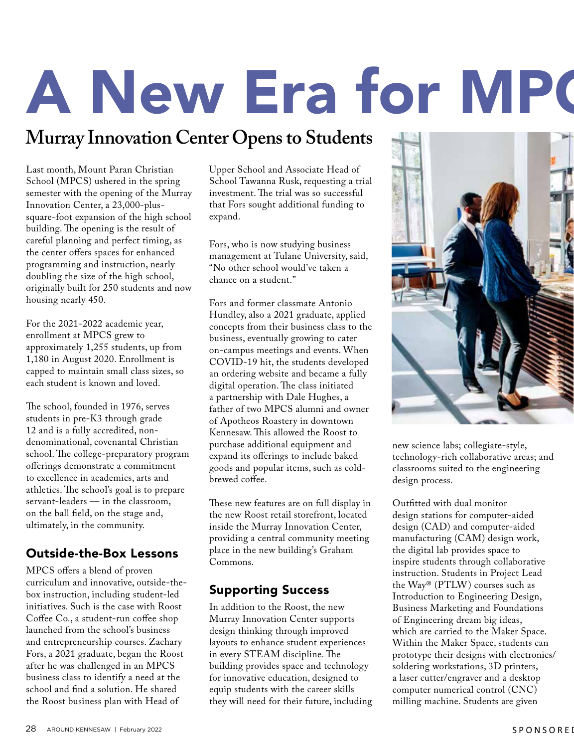# A New Era for MPC

## Murray Innovation Center Opens to Students

Last month, Mount Paran Christian School (MPCS) ushered in the spring semester with the opening of the Murray Innovation Center, a 23,000-plus-square-foot expansion of the high school building. The opening is the result of careful planning and perfect timing, as the center offers spaces for enhanced programming and instruction, nearly doubling the size of the high school, originally built for 250 students and now housing nearly 450.

For the 2021-2022 academic year, enrollment at MPCS grew to approximately 1,255 students, up from 1,180 in August 2020. Enrollment is capped to maintain small class sizes, so each student is known and loved.

The school, founded in 1976, serves students in pre-K3 through grade 12 and is a fully accredited, non-denominational, covenantal Christian school. The college-preparatory program offerings demonstrate a commitment to excellence in academics, arts and athletics. The school's goal is to prepare servant-leaders — in the classroom, on the ball field, on the stage and, ultimately, in the community.

### Outside-the-Box Lessons

MPCS offers a blend of proven curriculum and innovative, outside-the-box instruction, including student-led initiatives. Such is the case with Roost Coffee Co., a student-run coffee shop launched from the school's business and entrepreneurship courses. Zachary Fors, a 2021 graduate, began the Roost after he was challenged in an MPCS business class to identify a need at the school and find a solution. He shared the Roost business plan with Head of Upper School and Associate Head of School Tawanna Rusk, requesting a trial investment. The trial was so successful that Fors sought additional funding to expand.

Fors, who is now studying business management at Tulane University, said, "No other school would've taken a chance on a student."

Fors and former classmate Antonio Hundley, also a 2021 graduate, applied concepts from their business class to the business, eventually growing to cater on-campus meetings and events. When COVID-19 hit, the students developed an ordering website and became a fully digital operation. The class initiated a partnership with Dale Hughes, a father of two MPCS alumni and owner of Apotheos Roastery in downtown Kennesaw. This allowed the Roost to purchase additional equipment and expand its offerings to include baked goods and popular items, such as cold-brewed coffee.

These new features are on full display in the new Roost retail storefront, located inside the Murray Innovation Center, providing a central community meeting place in the new building's Graham Commons.

### Supporting Success

In addition to the Roost, the new Murray Innovation Center supports design thinking through improved layouts to enhance student experiences in every STEAM discipline. The building provides space and technology for innovative education, designed to equip students with the career skills they will need for their future, including new science labs; collegiate-style, technology-rich collaborative areas; and classrooms suited to the engineering design process.

Outfitted with dual monitor design stations for computer-aided design (CAD) and computer-aided manufacturing (CAM) design work, the digital lab provides space to inspire students through collaborative instruction. Students in Project Lead the Way® (PTLW) courses such as Introduction to Engineering Design, Business Marketing and Foundations of Engineering dream big ideas, which are carried to the Maker Space. Within the Maker Space, students can prototype their designs with electronics/soldering workstations, 3D printers, a laser cutter/engraver and a desktop computer numerical control (CNC) milling machine. Students are given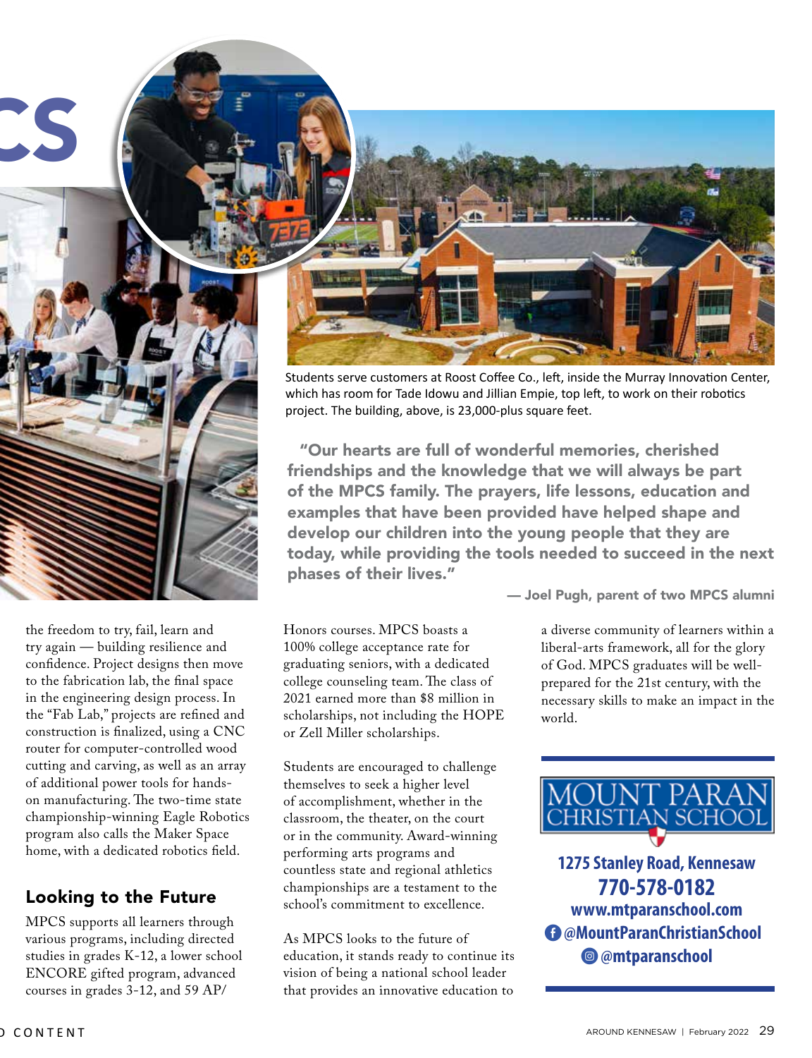Students serve customers at Roost Coffee Co., left, inside the Murray Innovation Center, which has room for Tade Idowu and Jillian Empie, top left, to work on their robotics project. The building, above, is 23,000-plus square feet.

> **"Our hearts are full of wonderful memories, cherished friendships and the knowledge that we will always be part of the MPCS family. The prayers, life lessons, education and examples that have been provided have helped shape and develop our children into the young people that they are today, while providing the tools needed to succeed in the next phases of their lives."**
>
> **— Joel Pugh, parent of two MPCS alumni**

the freedom to try, fail, learn and try again — building resilience and confidence. Project designs then move to the fabrication lab, the final space in the engineering design process. In the "Fab Lab," projects are refined and construction is finalized, using a CNC router for computer-controlled wood cutting and carving, as well as an array of additional power tools for hands-on manufacturing. The two-time state championship-winning Eagle Robotics program also calls the Maker Space home, with a dedicated robotics field.

## Looking to the Future

MPCS supports all learners through various programs, including directed studies in grades K-12, a lower school ENCORE gifted program, advanced courses in grades 3-12, and 59 AP/Honors courses. MPCS boasts a 100% college acceptance rate for graduating seniors, with a dedicated college counseling team. The class of 2021 earned more than $8 million in scholarships, not including the HOPE or Zell Miller scholarships.

Students are encouraged to challenge themselves to seek a higher level of accomplishment, whether in the classroom, the theater, on the court or in the community. Award-winning performing arts programs and countless state and regional athletics championships are a testament to the school's commitment to excellence.

As MPCS looks to the future of education, it stands ready to continue its vision of being a national school leader that provides an innovative education to a diverse community of learners within a liberal-arts framework, all for the glory of God. MPCS graduates will be well-prepared for the 21st century, with the necessary skills to make an impact in the world.

**MOUNT PARAN CHRISTIAN SCHOOL**

**1275 Stanley Road, Kennesaw**
**770-578-0182**
**www.mtparanschool.com**
**@MountParanChristianSchool**
**@mtparanschool**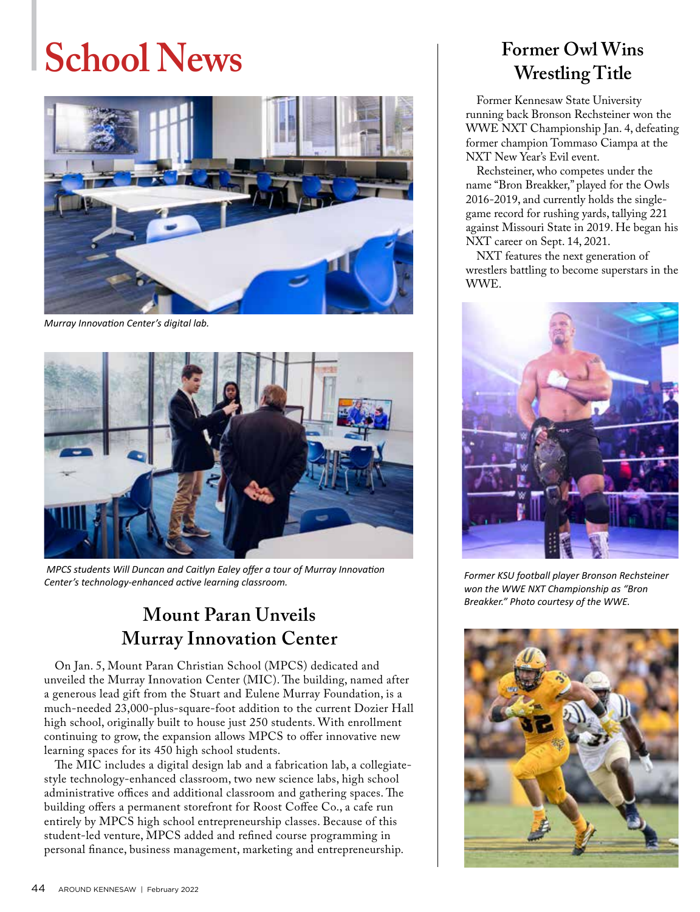# School News

*Murray Innovation Center's digital lab.*

*MPCS students Will Duncan and Caitlyn Ealey offer a tour of Murray Innovation Center's technology-enhanced active learning classroom.*

## Mount Paran Unveils Murray Innovation Center

On Jan. 5, Mount Paran Christian School (MPCS) dedicated and unveiled the Murray Innovation Center (MIC). The building, named after a generous lead gift from the Stuart and Eulene Murray Foundation, is a much-needed 23,000-plus-square-foot addition to the current Dozier Hall high school, originally built to house just 250 students. With enrollment continuing to grow, the expansion allows MPCS to offer innovative new learning spaces for its 450 high school students.

The MIC includes a digital design lab and a fabrication lab, a collegiate-style technology-enhanced classroom, two new science labs, high school administrative offices and additional classroom and gathering spaces. The building offers a permanent storefront for Roost Coffee Co., a cafe run entirely by MPCS high school entrepreneurship classes. Because of this student-led venture, MPCS added and refined course programming in personal finance, business management, marketing and entrepreneurship.

## Former Owl Wins Wrestling Title

Former Kennesaw State University running back Bronson Rechsteiner won the WWE NXT Championship Jan. 4, defeating former champion Tommaso Ciampa at the NXT New Year's Evil event.

Rechsteiner, who competes under the name "Bron Breakker," played for the Owls 2016-2019, and currently holds the single-game record for rushing yards, tallying 221 against Missouri State in 2019. He began his NXT career on Sept. 14, 2021.

NXT features the next generation of wrestlers battling to become superstars in the WWE.

*Former KSU football player Bronson Rechsteiner won the WWE NXT Championship as "Bron Breakker." Photo courtesy of the WWE.*